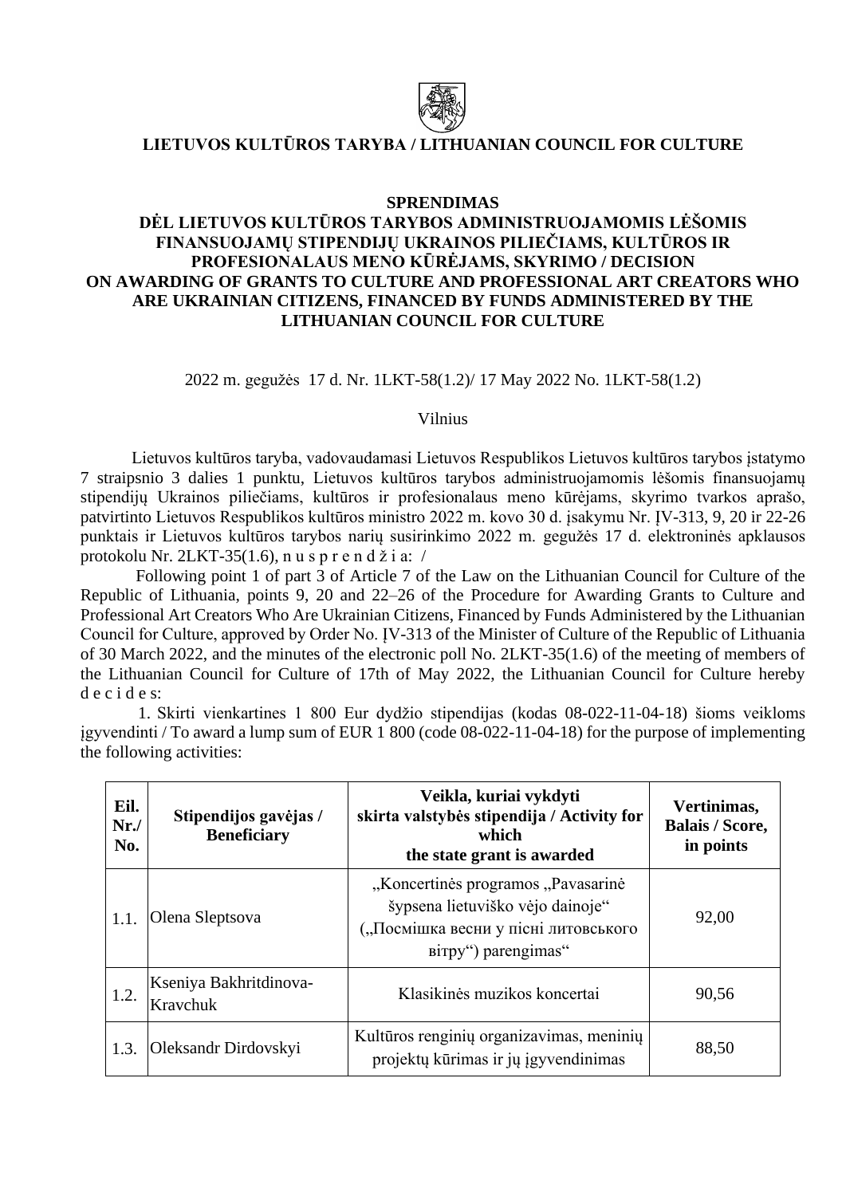**LIETUVOS KULTŪROS TARYBA / LITHUANIAN COUNCIL FOR CULTURE**

**SPRENDIMAS**
**DĖL LIETUVOS KULTŪROS TARYBOS ADMINISTRUOJAMOMIS LĖŠOMIS FINANSUOJAMŲ STIPENDIJŲ UKRAINOS PILIEČIAMS, KULTŪROS IR PROFESIONALAUS MENO KŪRĖJAMS, SKYRIMO / DECISION ON AWARDING OF GRANTS TO CULTURE AND PROFESSIONAL ART CREATORS WHO ARE UKRAINIAN CITIZENS, FINANCED BY FUNDS ADMINISTERED BY THE LITHUANIAN COUNCIL FOR CULTURE**

2022 m. gegužės 17 d. Nr. 1LKT-58(1.2)/ 17 May 2022 No. 1LKT-58(1.2)

Vilnius

Lietuvos kultūros taryba, vadovaudamasi Lietuvos Respublikos Lietuvos kultūros tarybos įstatymo 7 straipsnio 3 dalies 1 punktu, Lietuvos kultūros tarybos administruojamomis lėšomis finansuojamų stipendijų Ukrainos piliečiams, kultūros ir profesionalaus meno kūrėjams, skyrimo tvarkos aprašo, patvirtinto Lietuvos Respublikos kultūros ministro 2022 m. kovo 30 d. įsakymu Nr. ĮV-313, 9, 20 ir 22-26 punktais ir Lietuvos kultūros tarybos narių susirinkimo 2022 m. gegužės 17 d. elektroninės apklausos protokolu Nr. 2LKT-35(1.6), n u s p r e n d ž i a: /

Following point 1 of part 3 of Article 7 of the Law on the Lithuanian Council for Culture of the Republic of Lithuania, points 9, 20 and 22–26 of the Procedure for Awarding Grants to Culture and Professional Art Creators Who Are Ukrainian Citizens, Financed by Funds Administered by the Lithuanian Council for Culture, approved by Order No. ĮV-313 of the Minister of Culture of the Republic of Lithuania of 30 March 2022, and the minutes of the electronic poll No. 2LKT-35(1.6) of the meeting of members of the Lithuanian Council for Culture of 17th of May 2022, the Lithuanian Council for Culture hereby d e c i d e s:

1. Skirti vienkartines 1 800 Eur dydžio stipendijas (kodas 08-022-11-04-18) šioms veikloms įgyvendinti / To award a lump sum of EUR 1 800 (code 08-022-11-04-18) for the purpose of implementing the following activities:

| Eil. Nr./ No. | Stipendijos gavėjas / Beneficiary | Veikla, kuriai vykdyti skirta valstybės stipendija / Activity for which the state grant is awarded | Vertinimas, Balais / Score, in points |
|---|---|---|---|
| 1.1. | Olena Sleptsova | „Koncertinės programos „Pavasarinė šypsena lietuviško vėjo dainoje“ („Посмішка весни у пісні литовського вітру“) parengimas“ | 92,00 |
| 1.2. | Kseniya Bakhritdinova-Kravchuk | Klasikinės muzikos koncertai | 90,56 |
| 1.3. | Oleksandr Dirdovskyi | Kultūros renginių organizavimas, meninių projektų kūrimas ir jų įgyvendinimas | 88,50 |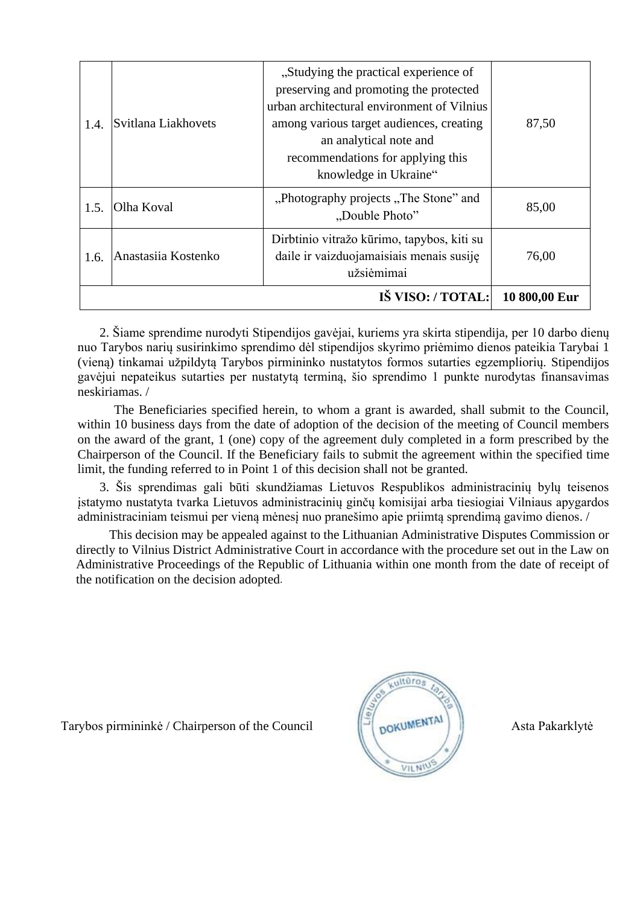| | | | |
|---|---|---|---|
| 1.4. | Svitlana Liakhovets | „Studying the practical experience of preserving and promoting the protected urban architectural environment of Vilnius among various target audiences, creating an analytical note and recommendations for applying this knowledge in Ukraine“ | 87,50 |
| 1.5. | Olha Koval | „Photography projects „The Stone” and „Double Photo” | 85,00 |
| 1.6. | Anastasiia Kostenko | Dirbtinio vitražo kūrimo, tapybos, kiti su daile ir vaizduojamaisiais menais susiję užsiėmimai | 76,00 |
| | | **IŠ VISO: / TOTAL:** | **10 800,00 Eur** |

2. Šiame sprendime nurodyti Stipendijos gavėjai, kuriems yra skirta stipendija, per 10 darbo dienų nuo Tarybos narių susirinkimo sprendimo dėl stipendijos skyrimo priėmimo dienos pateikia Tarybai 1 (vieną) tinkamai užpildytą Tarybos pirmininko nustatytos formos sutarties egzempliorių. Stipendijos gavėjui nepateikus sutarties per nustatytą terminą, šio sprendimo 1 punkte nurodytas finansavimas neskiriamas. /

The Beneficiaries specified herein, to whom a grant is awarded, shall submit to the Council, within 10 business days from the date of adoption of the decision of the meeting of Council members on the award of the grant, 1 (one) copy of the agreement duly completed in a form prescribed by the Chairperson of the Council. If the Beneficiary fails to submit the agreement within the specified time limit, the funding referred to in Point 1 of this decision shall not be granted.

3. Šis sprendimas gali būti skundžiamas Lietuvos Respublikos administracinių bylų teisenos įstatymo nustatyta tvarka Lietuvos administracinių ginčų komisijai arba tiesiogiai Vilniaus apygardos administraciniam teismui per vieną mėnesį nuo pranešimo apie priimtą sprendimą gavimo dienos. /

This decision may be appealed against to the Lithuanian Administrative Disputes Commission or directly to Vilnius District Administrative Court in accordance with the procedure set out in the Law on Administrative Proceedings of the Republic of Lithuania within one month from the date of receipt of the notification on the decision adopted.

Tarybos pirmininkė / Chairperson of the Council

Lietuvos kultūros taryba DOKUMENTAI VILNIUS

Asta Pakarklytė